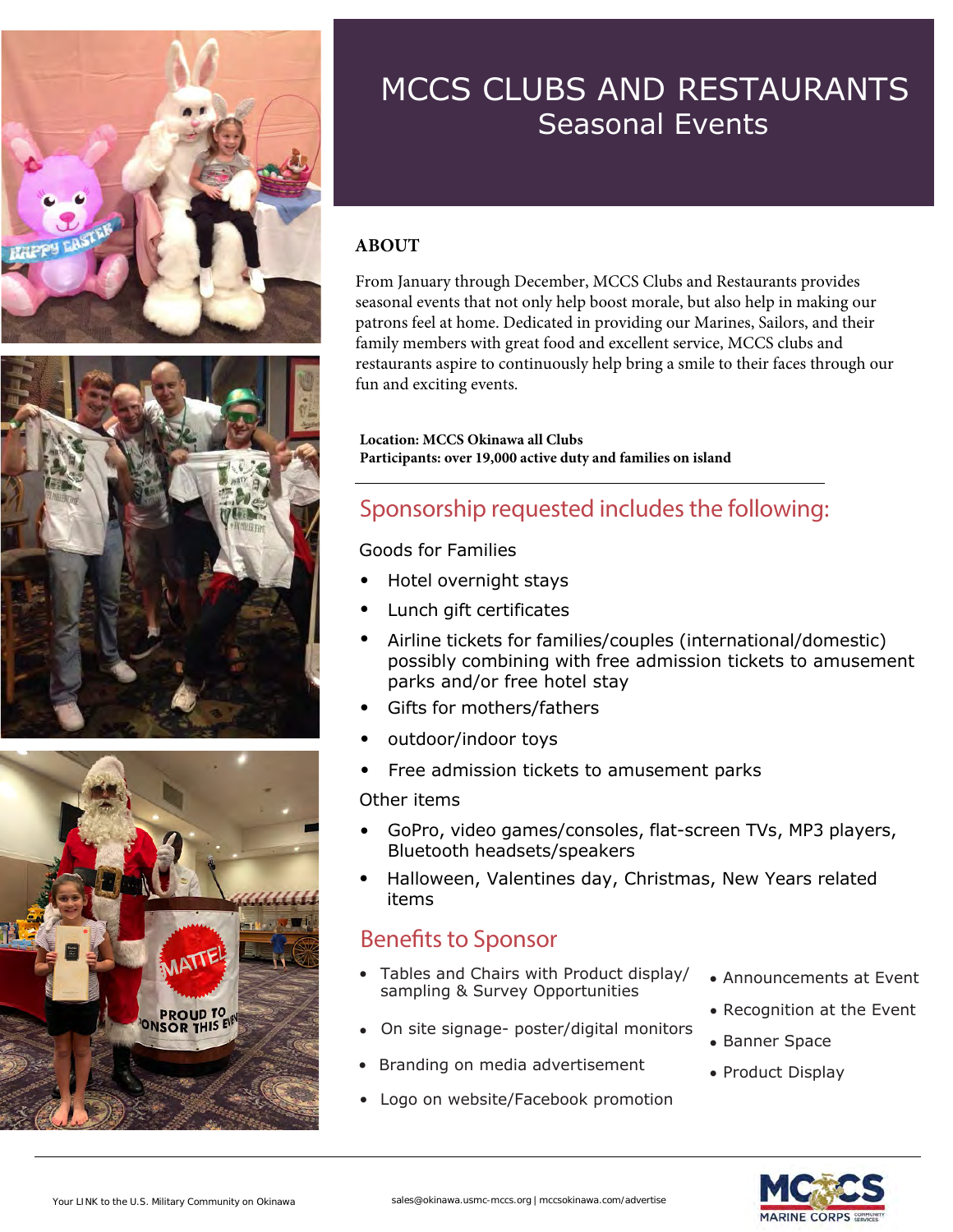# MCCS CLUBS AND RESTAURANTS
## Seasonal Events

### ABOUT

From January through December, MCCS Clubs and Restaurants provides seasonal events that not only help boost morale, but also help in making our patrons feel at home. Dedicated in providing our Marines, Sailors, and their family members with great food and excellent service, MCCS clubs and restaurants aspire to continuously help bring a smile to their faces through our fun and exciting events.

**Location: MCCS Okinawa all Clubs**
**Participants: over 19,000 active duty and families on island**

## Sponsorship requested includes the following:

Goods for Families

- Hotel overnight stays
- Lunch gift certificates
- Airline tickets for families/couples (international/domestic) possibly combining with free admission tickets to amusement parks and/or free hotel stay
- Gifts for mothers/fathers
- outdoor/indoor toys
- Free admission tickets to amusement parks

Other items

- GoPro, video games/consoles, flat-screen TVs, MP3 players, Bluetooth headsets/speakers
- Halloween, Valentines day, Christmas, New Years related items

## Benefits to Sponsor

- Tables and Chairs with Product display/ sampling & Survey Opportunities
- On site signage- poster/digital monitors
- Branding on media advertisement
- Logo on website/Facebook promotion
- Announcements at Event
- Recognition at the Event
- Banner Space
- Product Display

Your LINK to the U.S. Military Community on Okinawa

sales@okinawa.usmc-mccs.org | mccsokinawa.com/advertise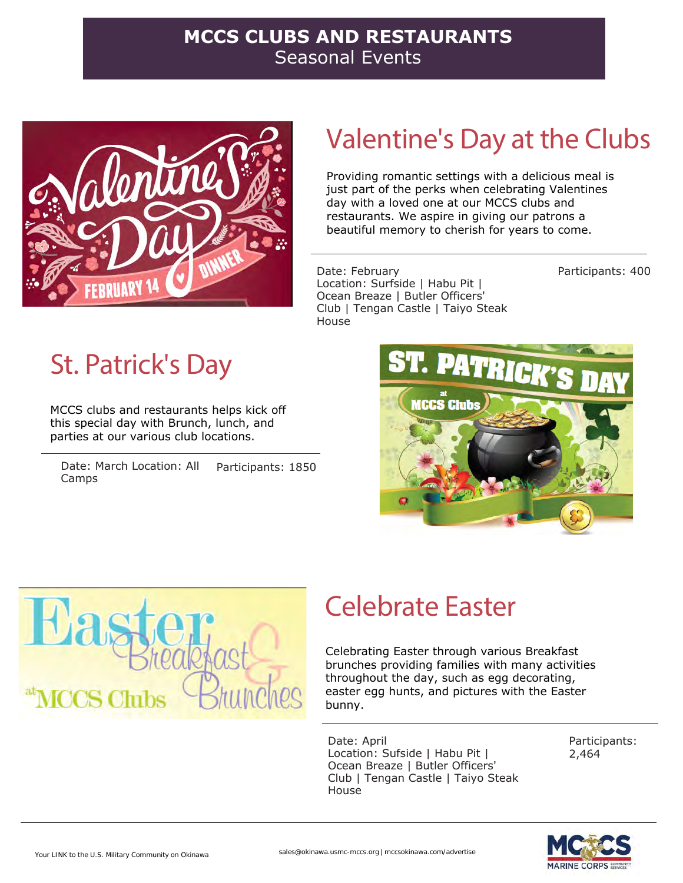# MCCS CLUBS AND RESTAURANTS
Seasonal Events

## Valentine's Day at the Clubs

Providing romantic settings with a delicious meal is just part of the perks when celebrating Valentines day with a loved one at our MCCS clubs and restaurants. We aspire in giving our patrons a beautiful memory to cherish for years to come.

Date: February
Location: Surfside | Habu Pit | Ocean Breaze | Butler Officers' Club | Tengan Castle | Taiyo Steak House

Participants: 400

## St. Patrick's Day

MCCS clubs and restaurants helps kick off this special day with Brunch, lunch, and parties at our various club locations.

Date: March Location: All Camps

Participants: 1850

## Celebrate Easter

Celebrating Easter through various Breakfast brunches providing families with many activities throughout the day, such as egg decorating, easter egg hunts, and pictures with the Easter bunny.

Date: April
Location: Sufside | Habu Pit | Ocean Breaze | Butler Officers' Club | Tengan Castle | Taiyo Steak House

Participants: 2,464

Your LINK to the U.S. Military Community on Okinawa

sales@okinawa.usmc-mccs.org | mccsokinawa.com/advertise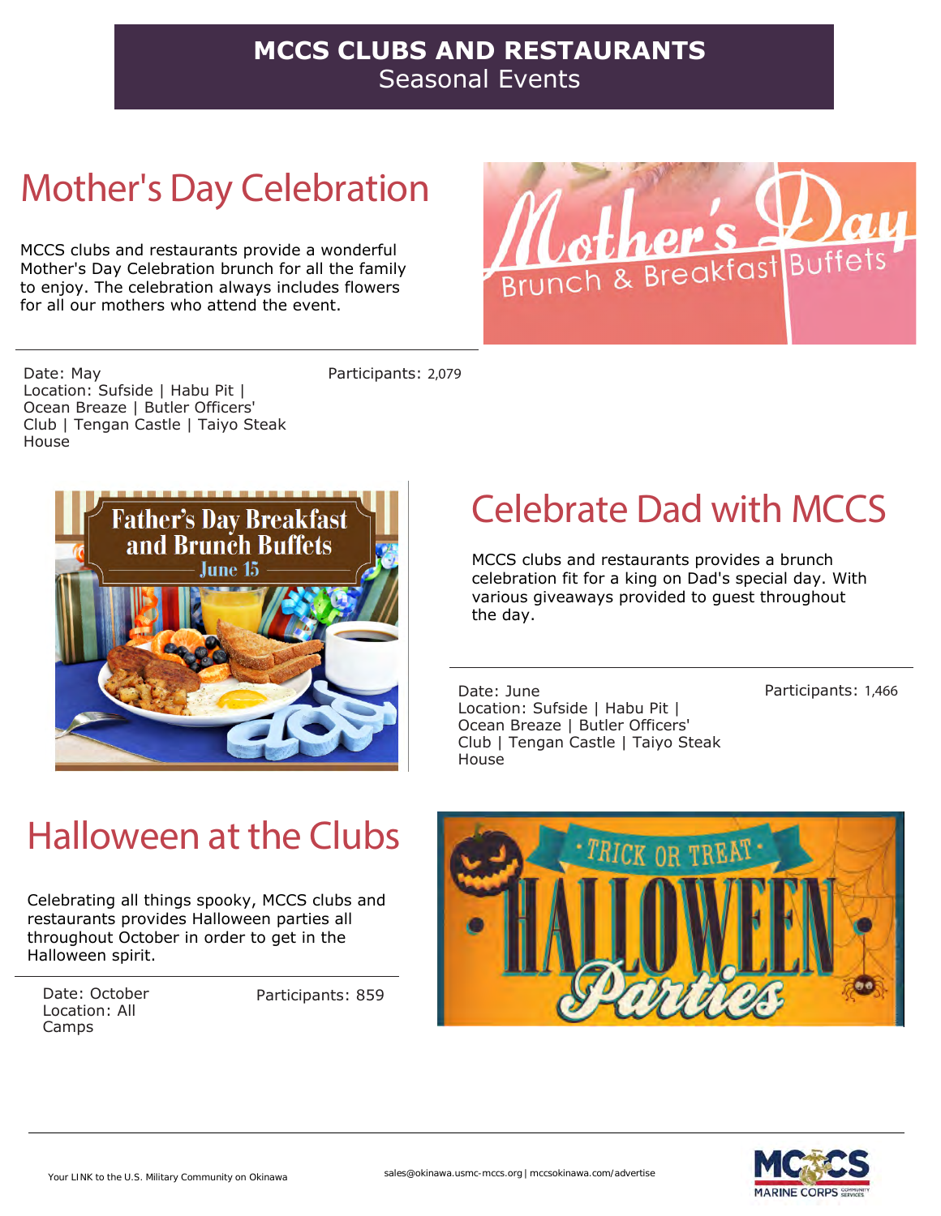# MCCS CLUBS AND RESTAURANTS
Seasonal Events

## Mother's Day Celebration

MCCS clubs and restaurants provide a wonderful Mother's Day Celebration brunch for all the family to enjoy. The celebration always includes flowers for all our mothers who attend the event.

Date: May
Location: Sufside | Habu Pit | Ocean Breaze | Butler Officers' Club | Tengan Castle | Taiyo Steak House

Participants: 2,079

## Celebrate Dad with MCCS

MCCS clubs and restaurants provides a brunch celebration fit for a king on Dad's special day. With various giveaways provided to guest throughout the day.

Date: June
Location: Sufside | Habu Pit | Ocean Breaze | Butler Officers' Club | Tengan Castle | Taiyo Steak House

Participants: 1,466

## Halloween at the Clubs

Celebrating all things spooky, MCCS clubs and restaurants provides Halloween parties all throughout October in order to get in the Halloween spirit.

Date: October
Location: All Camps

Participants: 859

Your LINK to the U.S. Military Community on Okinawa

sales@okinawa.usmc-mccs.org | mccsokinawa.com/advertise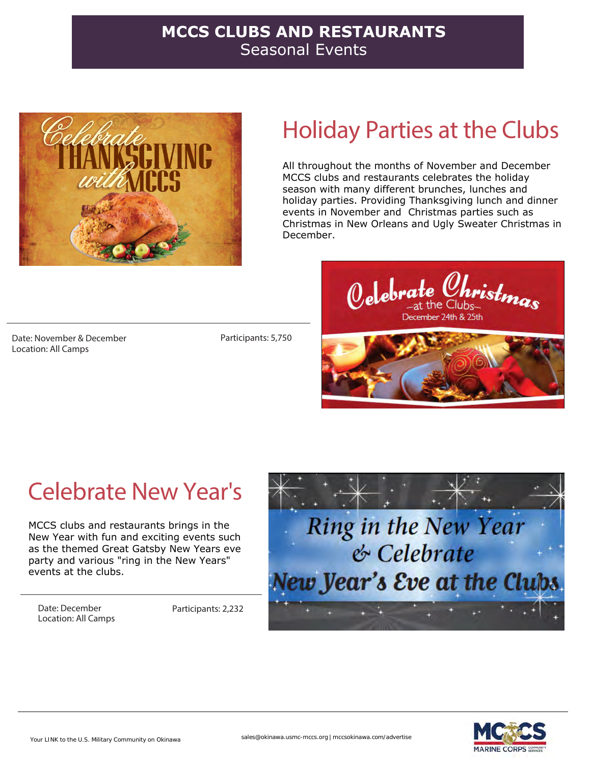**MCCS CLUBS AND RESTAURANTS**
Seasonal Events

## Holiday Parties at the Clubs

All throughout the months of November and December MCCS clubs and restaurants celebrates the holiday season with many different brunches, lunches and holiday parties. Providing Thanksgiving lunch and dinner events in November and Christmas parties such as Christmas in New Orleans and Ugly Sweater Christmas in December.

Date: November & December
Location: All Camps

Participants: 5,750

## Celebrate New Year's

MCCS clubs and restaurants brings in the New Year with fun and exciting events such as the themed Great Gatsby New Years eve party and various "ring in the New Years" events at the clubs.

Date: December
Location: All Camps

Participants: 2,232